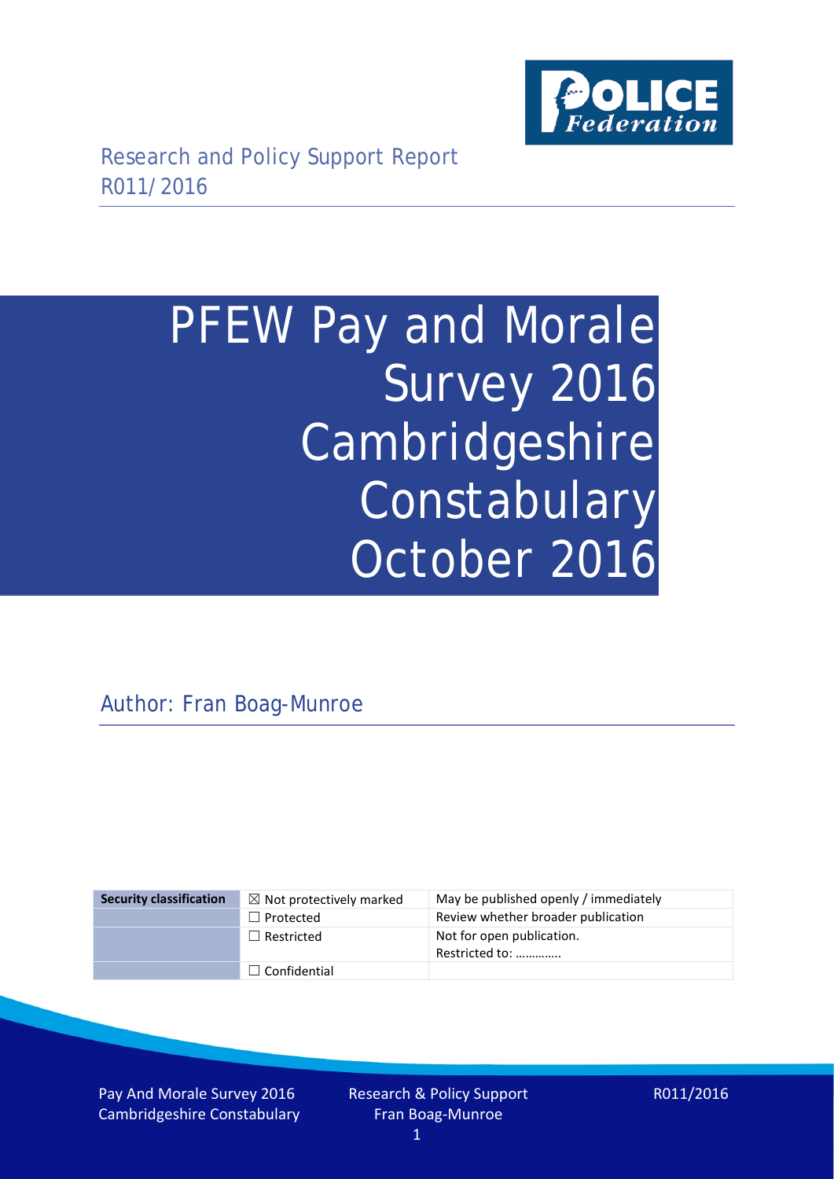Research and Policy Support Report
R011/2016

# PFEW Pay and Morale Survey 2016 Cambridgeshire Constabulary October 2016

Author: Fran Boag-Munroe

| Security classification | ☒ Not protectively marked | May be published openly / immediately |
|---|---|---|
| | ☐ Protected | Review whether broader publication |
| | ☐ Restricted | Not for open publication. Restricted to: ………….. |
| | ☐ Confidential | |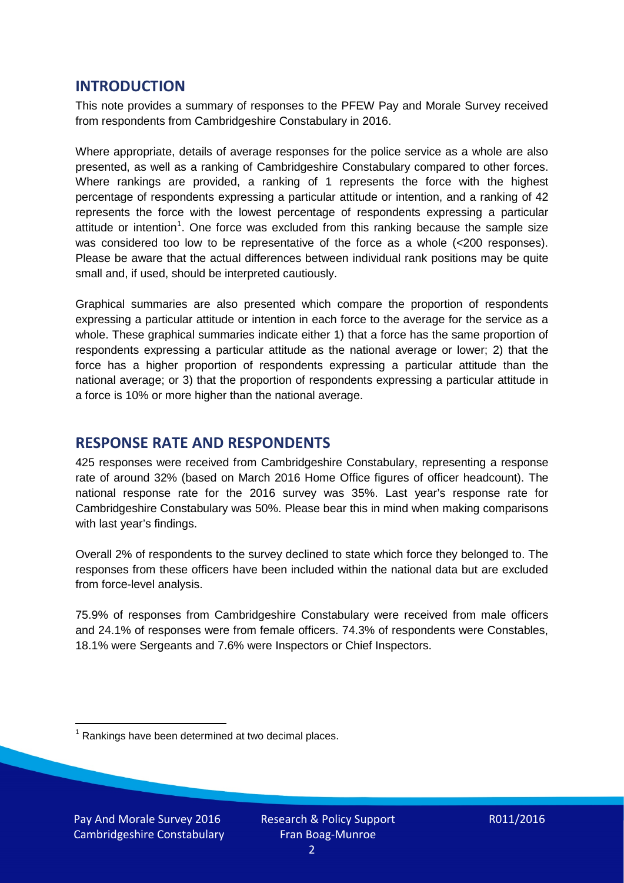## INTRODUCTION

This note provides a summary of responses to the PFEW Pay and Morale Survey received from respondents from Cambridgeshire Constabulary in 2016.

Where appropriate, details of average responses for the police service as a whole are also presented, as well as a ranking of Cambridgeshire Constabulary compared to other forces. Where rankings are provided, a ranking of 1 represents the force with the highest percentage of respondents expressing a particular attitude or intention, and a ranking of 42 represents the force with the lowest percentage of respondents expressing a particular attitude or intention[1]. One force was excluded from this ranking because the sample size was considered too low to be representative of the force as a whole (<200 responses). Please be aware that the actual differences between individual rank positions may be quite small and, if used, should be interpreted cautiously.

Graphical summaries are also presented which compare the proportion of respondents expressing a particular attitude or intention in each force to the average for the service as a whole. These graphical summaries indicate either 1) that a force has the same proportion of respondents expressing a particular attitude as the national average or lower; 2) that the force has a higher proportion of respondents expressing a particular attitude than the national average; or 3) that the proportion of respondents expressing a particular attitude in a force is 10% or more higher than the national average.

## RESPONSE RATE AND RESPONDENTS

425 responses were received from Cambridgeshire Constabulary, representing a response rate of around 32% (based on March 2016 Home Office figures of officer headcount). The national response rate for the 2016 survey was 35%. Last year's response rate for Cambridgeshire Constabulary was 50%. Please bear this in mind when making comparisons with last year's findings.

Overall 2% of respondents to the survey declined to state which force they belonged to. The responses from these officers have been included within the national data but are excluded from force-level analysis.

75.9% of responses from Cambridgeshire Constabulary were received from male officers and 24.1% of responses were from female officers. 74.3% of respondents were Constables, 18.1% were Sergeants and 7.6% were Inspectors or Chief Inspectors.

[1] Rankings have been determined at two decimal places.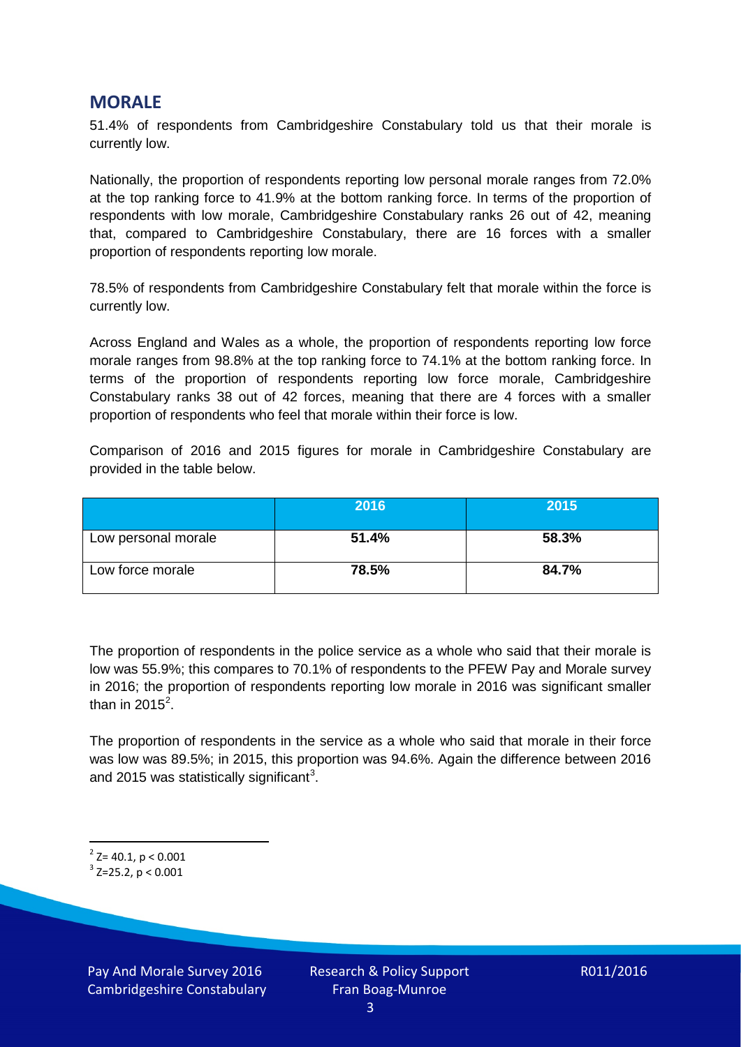## MORALE

51.4% of respondents from Cambridgeshire Constabulary told us that their morale is currently low.

Nationally, the proportion of respondents reporting low personal morale ranges from 72.0% at the top ranking force to 41.9% at the bottom ranking force. In terms of the proportion of respondents with low morale, Cambridgeshire Constabulary ranks 26 out of 42, meaning that, compared to Cambridgeshire Constabulary, there are 16 forces with a smaller proportion of respondents reporting low morale.

78.5% of respondents from Cambridgeshire Constabulary felt that morale within the force is currently low.

Across England and Wales as a whole, the proportion of respondents reporting low force morale ranges from 98.8% at the top ranking force to 74.1% at the bottom ranking force. In terms of the proportion of respondents reporting low force morale, Cambridgeshire Constabulary ranks 38 out of 42 forces, meaning that there are 4 forces with a smaller proportion of respondents who feel that morale within their force is low.

Comparison of 2016 and 2015 figures for morale in Cambridgeshire Constabulary are provided in the table below.

| | 2016 | 2015 |
|---|---|---|
| Low personal morale | **51.4%** | **58.3%** |
| Low force morale | **78.5%** | **84.7%** |

The proportion of respondents in the police service as a whole who said that their morale is low was 55.9%; this compares to 70.1% of respondents to the PFEW Pay and Morale survey in 2016; the proportion of respondents reporting low morale in 2016 was significant smaller than in 2015[2].

The proportion of respondents in the service as a whole who said that morale in their force was low was 89.5%; in 2015, this proportion was 94.6%. Again the difference between 2016 and 2015 was statistically significant[3].

[2] $Z= 40.1$, $p < 0.001$

[3] $Z=25.2$, $p < 0.001$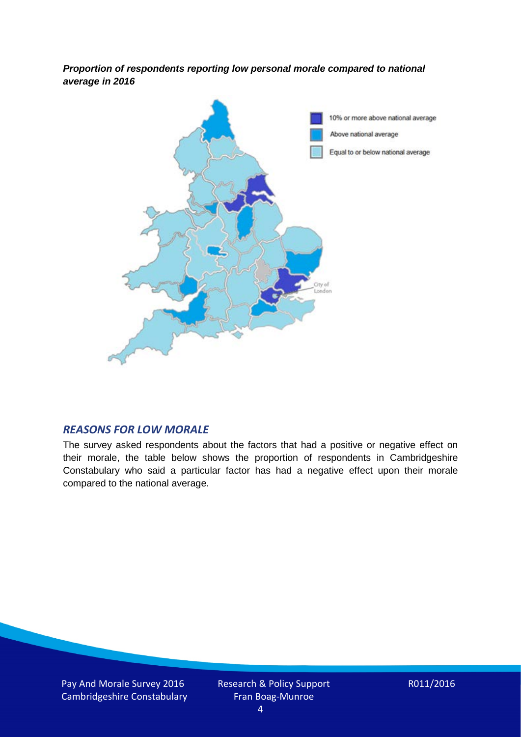***Proportion of respondents reporting low personal morale compared to national average in 2016***

- 10% or more above national average
- Above national average
- Equal to or below national average

## *REASONS FOR LOW MORALE*

The survey asked respondents about the factors that had a positive or negative effect on their morale, the table below shows the proportion of respondents in Cambridgeshire Constabulary who said a particular factor has had a negative effect upon their morale compared to the national average.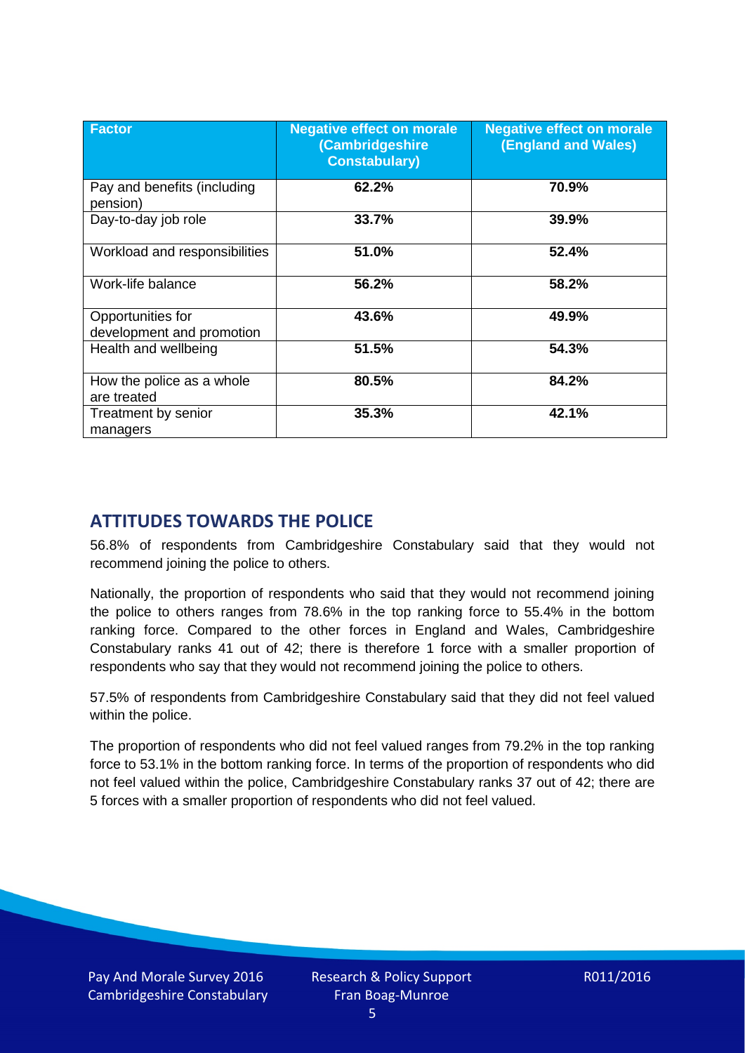| Factor | Negative effect on morale (Cambridgeshire Constabulary) | Negative effect on morale (England and Wales) |
|---|---|---|
| Pay and benefits (including pension) | 62.2% | 70.9% |
| Day-to-day job role | 33.7% | 39.9% |
| Workload and responsibilities | 51.0% | 52.4% |
| Work-life balance | 56.2% | 58.2% |
| Opportunities for development and promotion | 43.6% | 49.9% |
| Health and wellbeing | 51.5% | 54.3% |
| How the police as a whole are treated | 80.5% | 84.2% |
| Treatment by senior managers | 35.3% | 42.1% |

## ATTITUDES TOWARDS THE POLICE

56.8% of respondents from Cambridgeshire Constabulary said that they would not recommend joining the police to others.

Nationally, the proportion of respondents who said that they would not recommend joining the police to others ranges from 78.6% in the top ranking force to 55.4% in the bottom ranking force. Compared to the other forces in England and Wales, Cambridgeshire Constabulary ranks 41 out of 42; there is therefore 1 force with a smaller proportion of respondents who say that they would not recommend joining the police to others.

57.5% of respondents from Cambridgeshire Constabulary said that they did not feel valued within the police.

The proportion of respondents who did not feel valued ranges from 79.2% in the top ranking force to 53.1% in the bottom ranking force. In terms of the proportion of respondents who did not feel valued within the police, Cambridgeshire Constabulary ranks 37 out of 42; there are 5 forces with a smaller proportion of respondents who did not feel valued.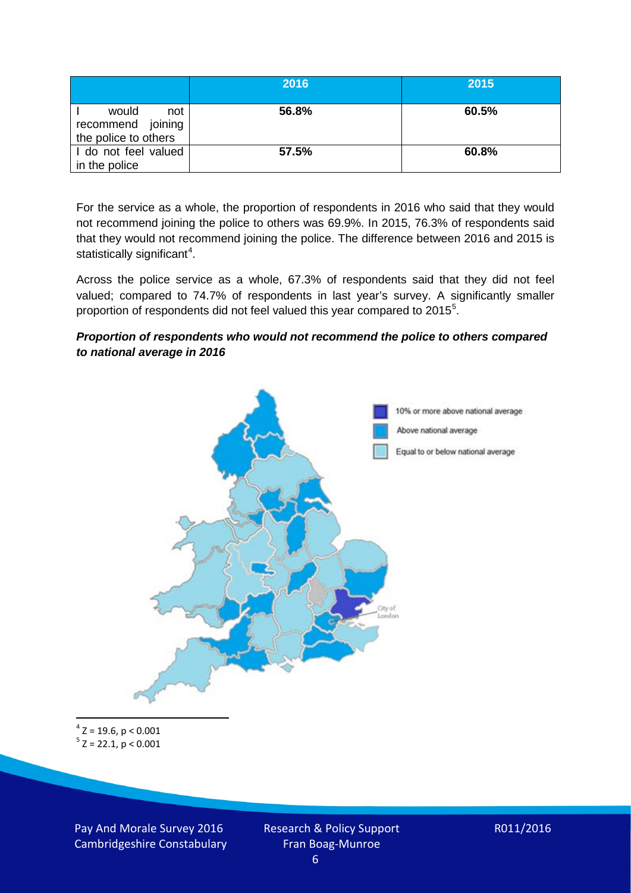| | 2016 | 2015 |
|---|---|---|
| I would not recommend joining the police to others | 56.8% | 60.5% |
| I do not feel valued in the police | 57.5% | 60.8% |

For the service as a whole, the proportion of respondents in 2016 who said that they would not recommend joining the police to others was 69.9%. In 2015, 76.3% of respondents said that they would not recommend joining the police. The difference between 2016 and 2015 is statistically significant[4].

Across the police service as a whole, 67.3% of respondents said that they did not feel valued; compared to 74.7% of respondents in last year's survey. A significantly smaller proportion of respondents did not feel valued this year compared to 2015[5].

***Proportion of respondents who would not recommend the police to others compared to national average in 2016***

10% or more above national average

Above national average

Equal to or below national average

City of London

[4] $Z = 19.6, p < 0.001$

[5] $Z = 22.1, p < 0.001$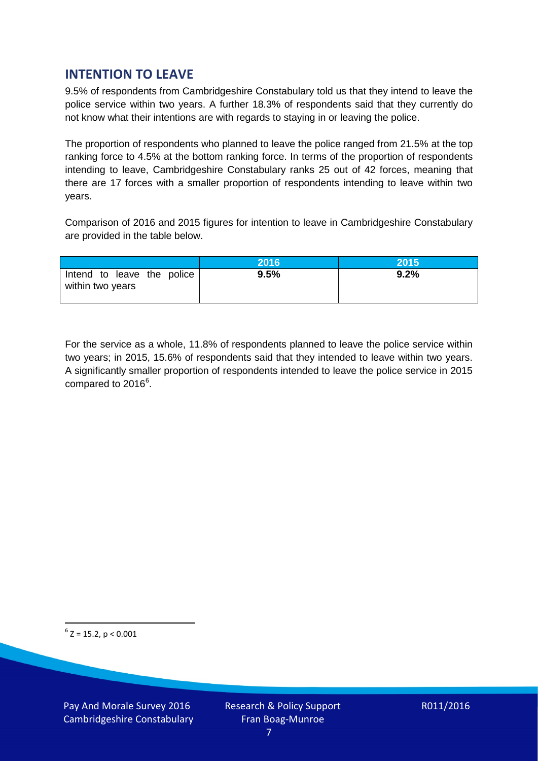## INTENTION TO LEAVE

9.5% of respondents from Cambridgeshire Constabulary told us that they intend to leave the police service within two years. A further 18.3% of respondents said that they currently do not know what their intentions are with regards to staying in or leaving the police.

The proportion of respondents who planned to leave the police ranged from 21.5% at the top ranking force to 4.5% at the bottom ranking force. In terms of the proportion of respondents intending to leave, Cambridgeshire Constabulary ranks 25 out of 42 forces, meaning that there are 17 forces with a smaller proportion of respondents intending to leave within two years.

Comparison of 2016 and 2015 figures for intention to leave in Cambridgeshire Constabulary are provided in the table below.

| | 2016 | 2015 |
|---|---|---|
| Intend to leave the police within two years | **9.5%** | **9.2%** |

For the service as a whole, 11.8% of respondents planned to leave the police service within two years; in 2015, 15.6% of respondents said that they intended to leave within two years. A significantly smaller proportion of respondents intended to leave the police service in 2015 compared to 2016[6].

[6] $Z = 15.2$, $p < 0.001$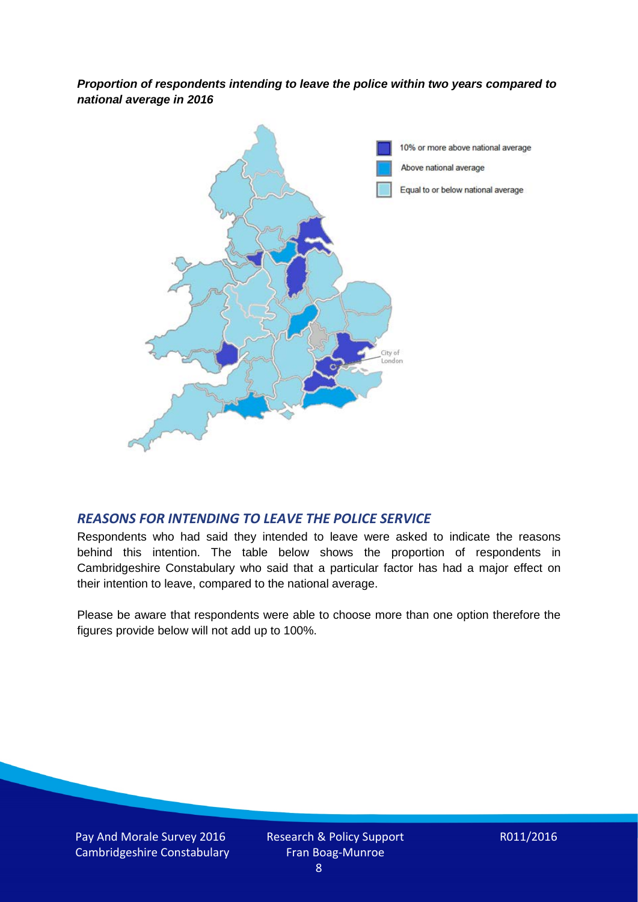***Proportion of respondents intending to leave the police within two years compared to national average in 2016***

## *REASONS FOR INTENDING TO LEAVE THE POLICE SERVICE*

Respondents who had said they intended to leave were asked to indicate the reasons behind this intention. The table below shows the proportion of respondents in Cambridgeshire Constabulary who said that a particular factor has had a major effect on their intention to leave, compared to the national average.

Please be aware that respondents were able to choose more than one option therefore the figures provide below will not add up to 100%.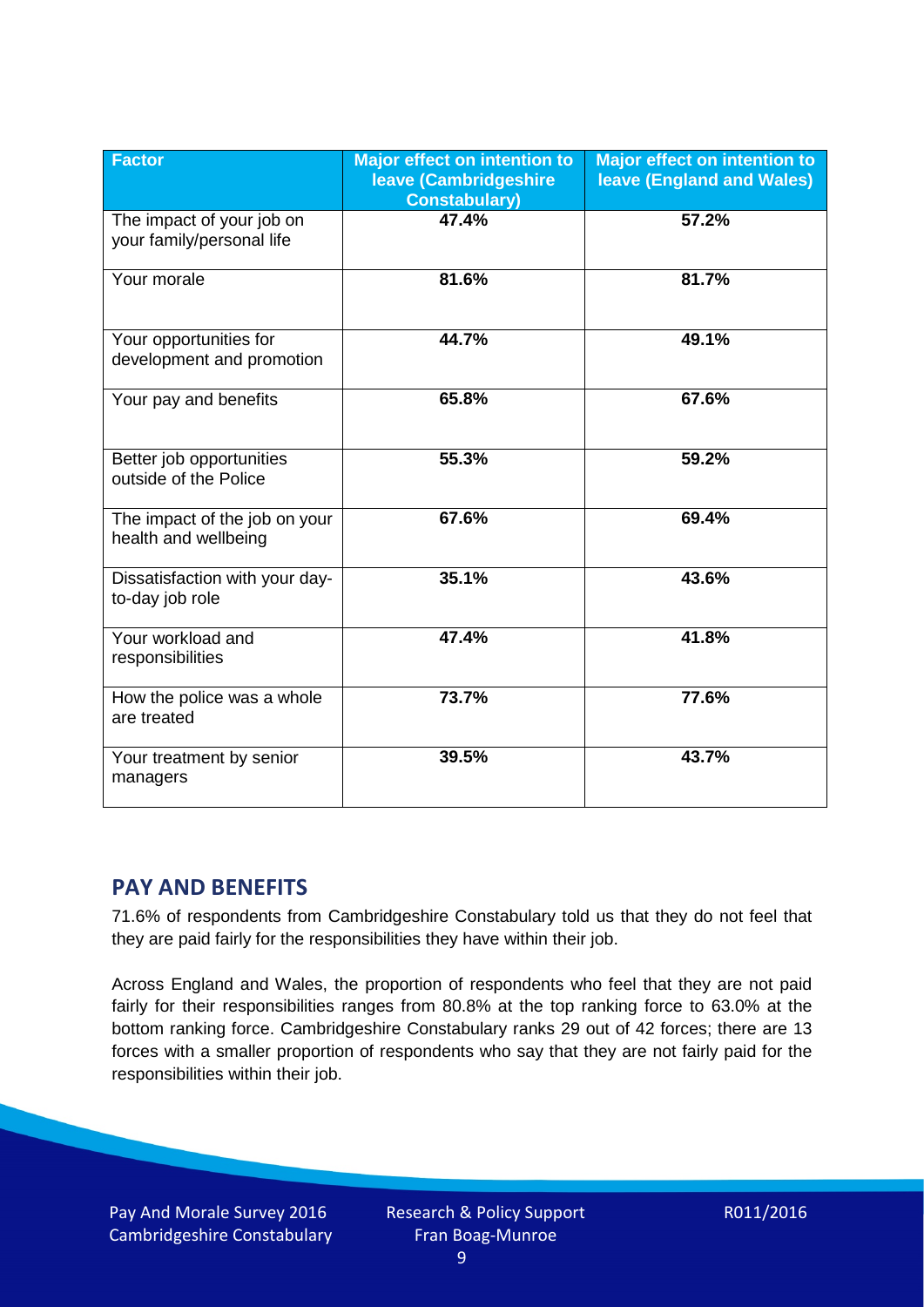| Factor | Major effect on intention to leave (Cambridgeshire Constabulary) | Major effect on intention to leave (England and Wales) |
|---|---|---|
| The impact of your job on your family/personal life | 47.4% | 57.2% |
| Your morale | 81.6% | 81.7% |
| Your opportunities for development and promotion | 44.7% | 49.1% |
| Your pay and benefits | 65.8% | 67.6% |
| Better job opportunities outside of the Police | 55.3% | 59.2% |
| The impact of the job on your health and wellbeing | 67.6% | 69.4% |
| Dissatisfaction with your day-to-day job role | 35.1% | 43.6% |
| Your workload and responsibilities | 47.4% | 41.8% |
| How the police was a whole are treated | 73.7% | 77.6% |
| Your treatment by senior managers | 39.5% | 43.7% |

## PAY AND BENEFITS

71.6% of respondents from Cambridgeshire Constabulary told us that they do not feel that they are paid fairly for the responsibilities they have within their job.

Across England and Wales, the proportion of respondents who feel that they are not paid fairly for their responsibilities ranges from 80.8% at the top ranking force to 63.0% at the bottom ranking force. Cambridgeshire Constabulary ranks 29 out of 42 forces; there are 13 forces with a smaller proportion of respondents who say that they are not fairly paid for the responsibilities within their job.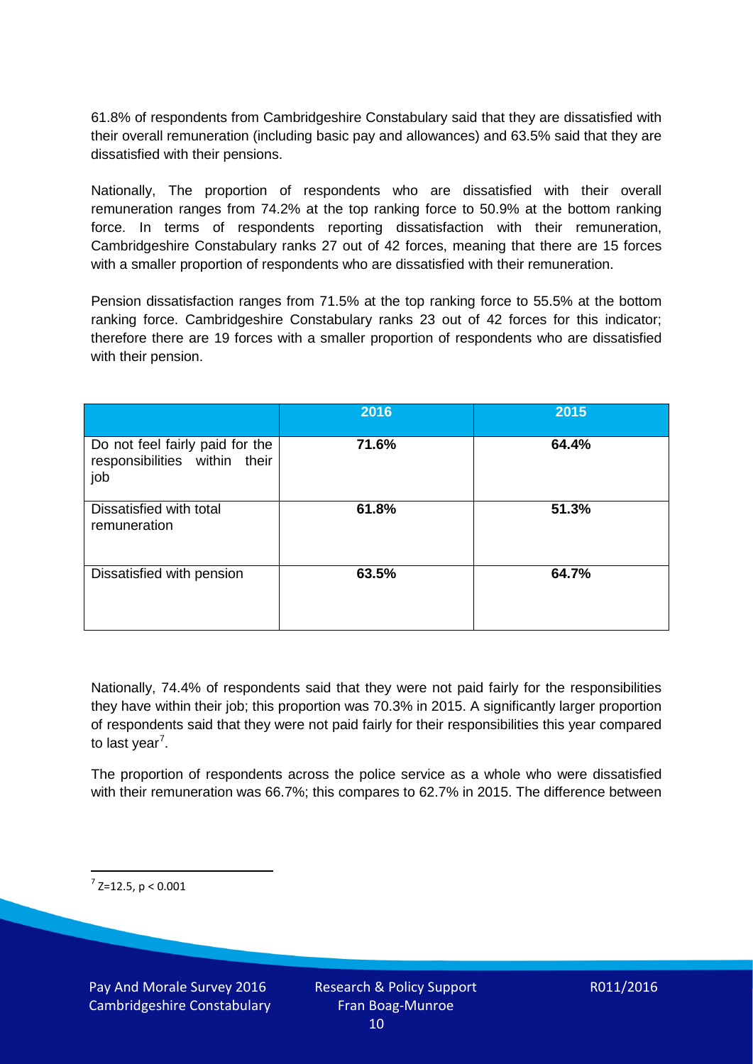61.8% of respondents from Cambridgeshire Constabulary said that they are dissatisfied with their overall remuneration (including basic pay and allowances) and 63.5% said that they are dissatisfied with their pensions.

Nationally, The proportion of respondents who are dissatisfied with their overall remuneration ranges from 74.2% at the top ranking force to 50.9% at the bottom ranking force. In terms of respondents reporting dissatisfaction with their remuneration, Cambridgeshire Constabulary ranks 27 out of 42 forces, meaning that there are 15 forces with a smaller proportion of respondents who are dissatisfied with their remuneration.

Pension dissatisfaction ranges from 71.5% at the top ranking force to 55.5% at the bottom ranking force. Cambridgeshire Constabulary ranks 23 out of 42 forces for this indicator; therefore there are 19 forces with a smaller proportion of respondents who are dissatisfied with their pension.

| | 2016 | 2015 |
|---|---|---|
| Do not feel fairly paid for the responsibilities within their job | **71.6%** | **64.4%** |
| Dissatisfied with total remuneration | **61.8%** | **51.3%** |
| Dissatisfied with pension | **63.5%** | **64.7%** |

Nationally, 74.4% of respondents said that they were not paid fairly for the responsibilities they have within their job; this proportion was 70.3% in 2015. A significantly larger proportion of respondents said that they were not paid fairly for their responsibilities this year compared to last year[7].

The proportion of respondents across the police service as a whole who were dissatisfied with their remuneration was 66.7%; this compares to 62.7% in 2015. The difference between

[7] $Z=12.5$, $p < 0.001$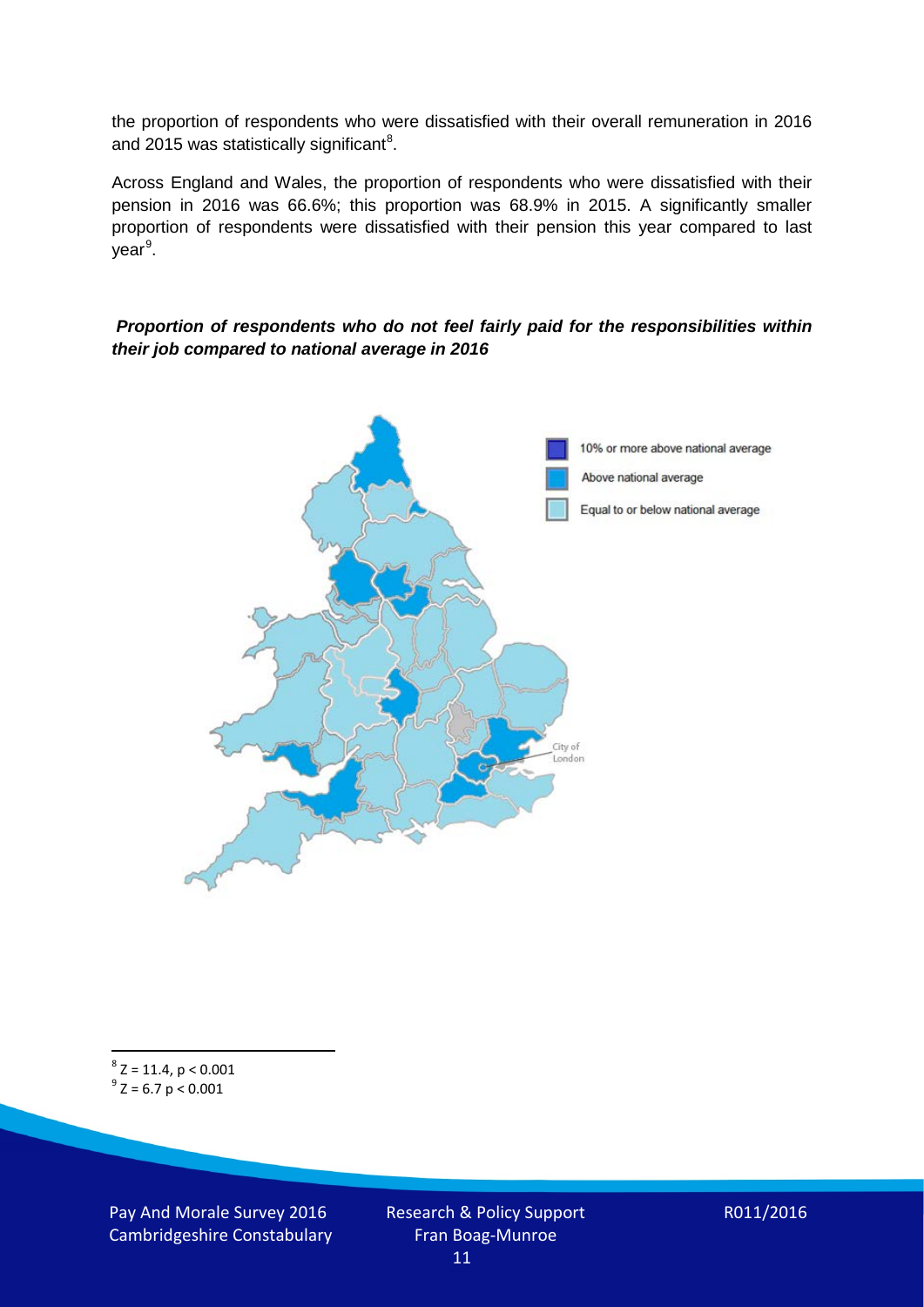the proportion of respondents who were dissatisfied with their overall remuneration in 2016 and 2015 was statistically significant[8].

Across England and Wales, the proportion of respondents who were dissatisfied with their pension in 2016 was 66.6%; this proportion was 68.9% in 2015. A significantly smaller proportion of respondents were dissatisfied with their pension this year compared to last year[9].

***Proportion of respondents who do not feel fairly paid for the responsibilities within their job compared to national average in 2016***

10% or more above national average

Above national average

Equal to or below national average

City of London

[8] $Z = 11.4$, $p < 0.001$

[9] $Z = 6.7$ $p < 0.001$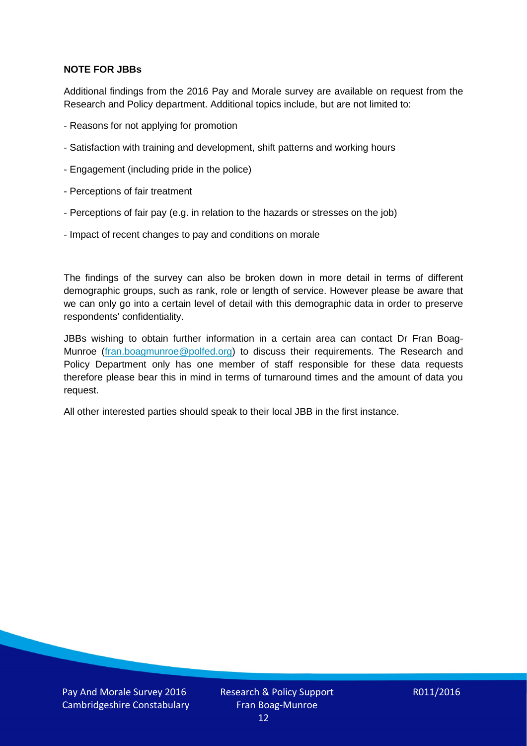**NOTE FOR JBBs**

Additional findings from the 2016 Pay and Morale survey are available on request from the Research and Policy department. Additional topics include, but are not limited to:

- Reasons for not applying for promotion
- Satisfaction with training and development, shift patterns and working hours
- Engagement (including pride in the police)
- Perceptions of fair treatment
- Perceptions of fair pay (e.g. in relation to the hazards or stresses on the job)
- Impact of recent changes to pay and conditions on morale

The findings of the survey can also be broken down in more detail in terms of different demographic groups, such as rank, role or length of service. However please be aware that we can only go into a certain level of detail with this demographic data in order to preserve respondents' confidentiality.

JBBs wishing to obtain further information in a certain area can contact Dr Fran Boag-Munroe (fran.boagmunroe@polfed.org) to discuss their requirements. The Research and Policy Department only has one member of staff responsible for these data requests therefore please bear this in mind in terms of turnaround times and the amount of data you request.

All other interested parties should speak to their local JBB in the first instance.